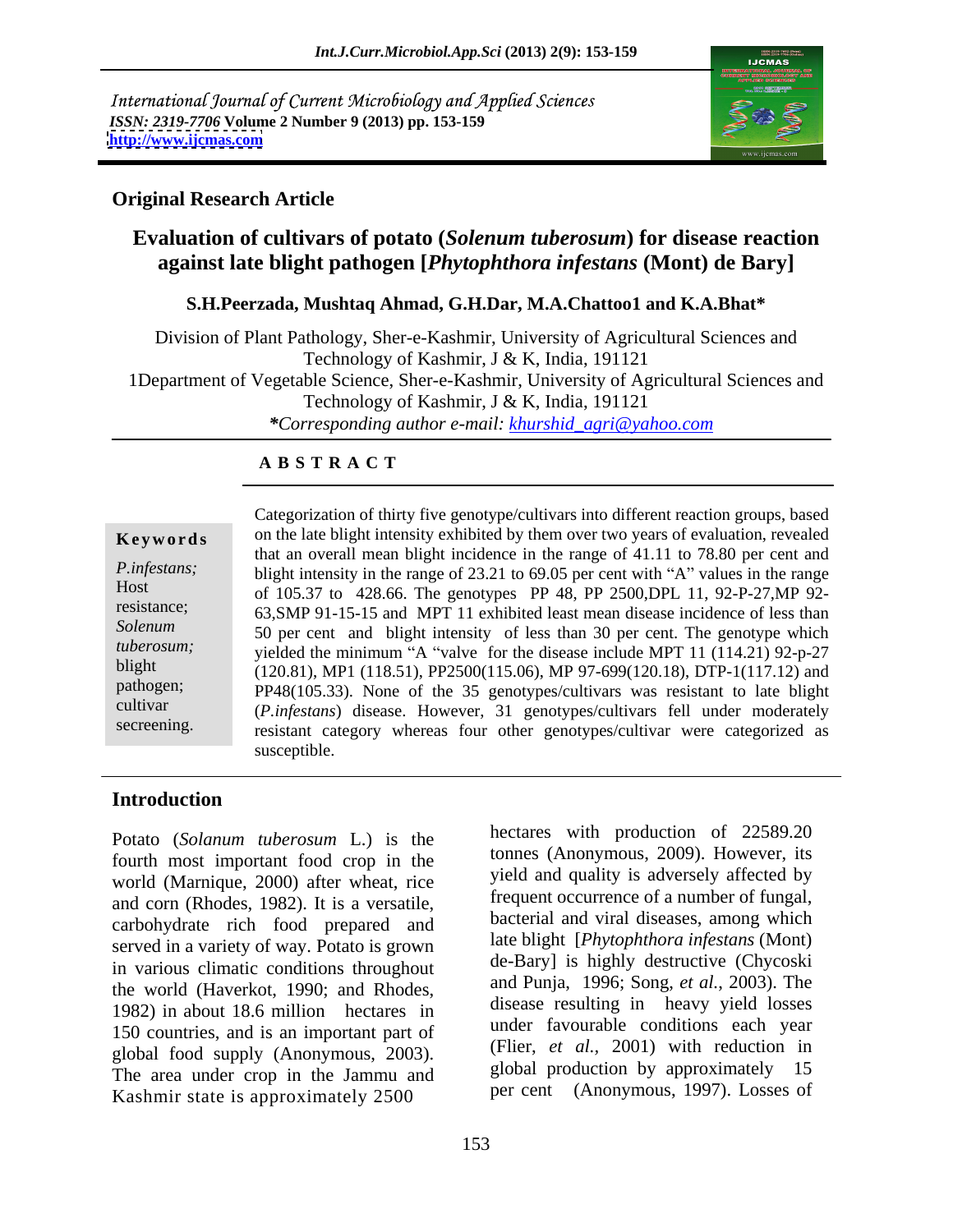International Journal of Current Microbiology and Applied Sciences
*ISSN: 2319-7706* **Volume 2 Number 9 (2013) pp. 153-159**
**http://www.ijcmas.com**

**Original Research Article**

# Evaluation of cultivars of potato (*Solenum tuberosum*) for disease reaction against late blight pathogen [*Phytophthora infestans* (Mont) de Bary]

**S.H.Peerzada, Mushtaq Ahmad, G.H.Dar, M.A.Chattoo1 and K.A.Bhat***

Division of Plant Pathology, Sher-e-Kashmir, University of Agricultural Sciences and Technology of Kashmir, J & K, India, 191121

1Department of Vegetable Science, Sher-e-Kashmir, University of Agricultural Sciences and Technology of Kashmir, J & K, India, 191121

****Corresponding author e-mail: khurshid_agri@yahoo.com***

## A B S T R A C T

**Keywords**

*P.infestans;* Host resistance; *Solenum tuberosum;* blight pathogen; cultivar secreening.

Categorization of thirty five genotype/cultivars into different reaction groups, based on the late blight intensity exhibited by them over two years of evaluation, revealed that an overall mean blight incidence in the range of 41.11 to 78.80 per cent and blight intensity in the range of 23.21 to 69.05 per cent with "A" values in the range of 105.37 to 428.66. The genotypes PP 48, PP 2500,DPL 11, 92-P-27,MP 92-63,SMP 91-15-15 and MPT 11 exhibited least mean disease incidence of less than 50 per cent and blight intensity of less than 30 per cent. The genotype which yielded the minimum "A "valve for the disease include MPT 11 (114.21) 92-p-27 (120.81), MP1 (118.51), PP2500(115.06), MP 97-699(120.18), DTP-1(117.12) and PP48(105.33). None of the 35 genotypes/cultivars was resistant to late blight (*P.infestans*) disease. However, 31 genotypes/cultivars fell under moderately resistant category whereas four other genotypes/cultivar were categorized as susceptible.

## Introduction

Potato (*Solanum tuberosum* L.) is the fourth most important food crop in the world (Marnique, 2000) after wheat, rice and corn (Rhodes, 1982). It is a versatile, carbohydrate rich food prepared and served in a variety of way. Potato is grown in various climatic conditions throughout the world (Haverkot, 1990; and Rhodes, 1982) in about 18.6 million hectares in 150 countries, and is an important part of global food supply (Anonymous, 2003). The area under crop in the Jammu and Kashmir state is approximately 2500 hectares with production of 22589.20 tonnes (Anonymous, 2009). However, its yield and quality is adversely affected by frequent occurrence of a number of fungal, bacterial and viral diseases, among which late blight [*Phytophthora infestans* (Mont) de-Bary] is highly destructive (Chycoski and Punja, 1996; Song, *et al.,* 2003). The disease resulting in heavy yield losses under favourable conditions each year (Flier, *et al.,* 2001) with reduction in global production by approximately 15 per cent (Anonymous, 1997). Losses of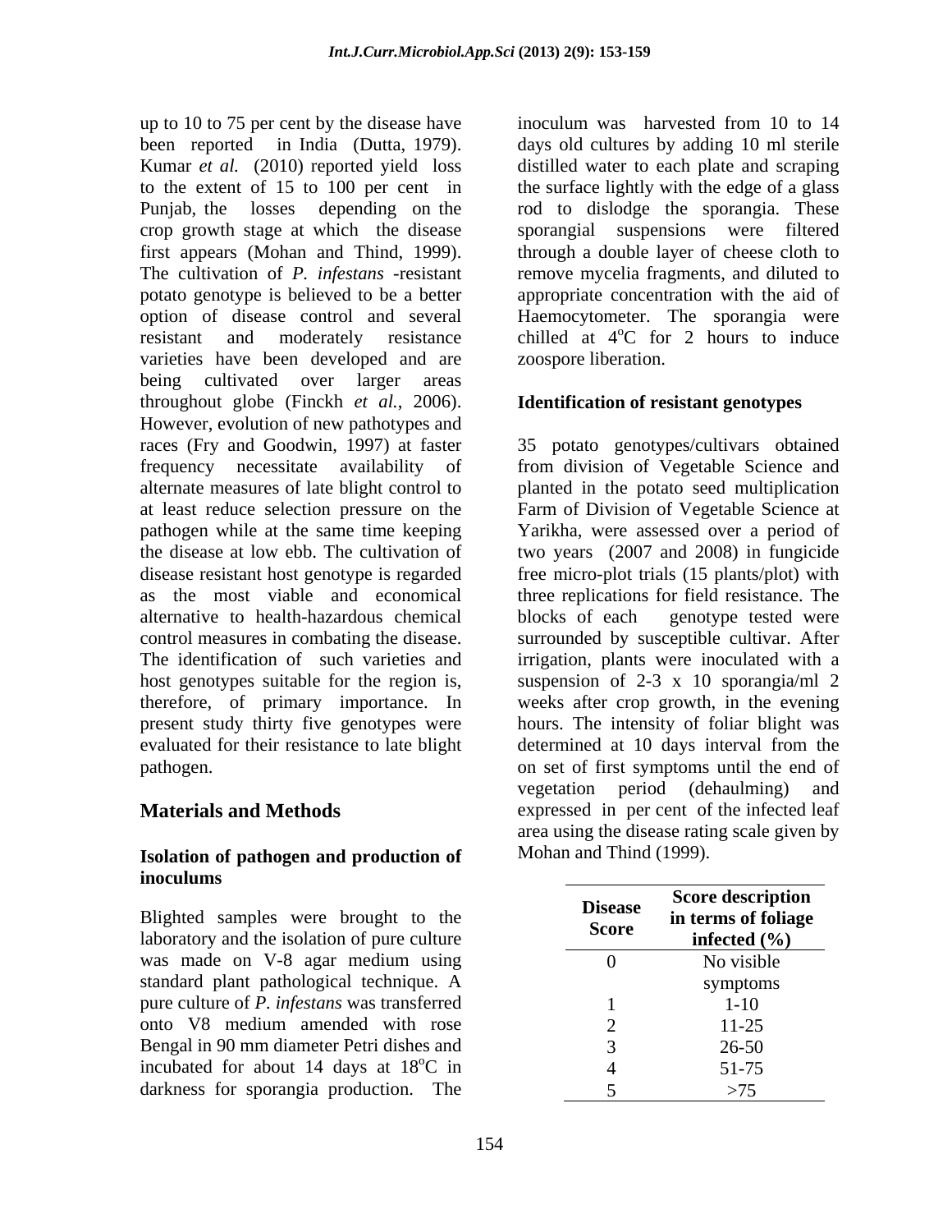up to 10 to 75 per cent by the disease have been reported in India (Dutta, 1979). Kumar *et al.* (2010) reported yield loss to the extent of 15 to 100 per cent in Punjab, the losses depending on the crop growth stage at which the disease first appears (Mohan and Thind, 1999). The cultivation of *P. infestans* -resistant potato genotype is believed to be a better option of disease control and several resistant and moderately resistance varieties have been developed and are being cultivated over larger areas throughout globe (Finckh *et al.*, 2006). However, evolution of new pathotypes and races (Fry and Goodwin, 1997) at faster frequency necessitate availability of alternate measures of late blight control to at least reduce selection pressure on the pathogen while at the same time keeping the disease at low ebb. The cultivation of disease resistant host genotype is regarded as the most viable and economical alternative to health-hazardous chemical control measures in combating the disease. The identification of such varieties and host genotypes suitable for the region is, therefore, of primary importance. In present study thirty five genotypes were evaluated for their resistance to late blight pathogen.

## Materials and Methods

### Isolation of pathogen and production of inoculums

Blighted samples were brought to the laboratory and the isolation of pure culture was made on V-8 agar medium using standard plant pathological technique. A pure culture of *P. infestans* was transferred onto V8 medium amended with rose Bengal in 90 mm diameter Petri dishes and incubated for about 14 days at 18$^{o}$C in darkness for sporangia production. The inoculum was harvested from 10 to 14 days old cultures by adding 10 ml sterile distilled water to each plate and scraping the surface lightly with the edge of a glass rod to dislodge the sporangia. These sporangial suspensions were filtered through a double layer of cheese cloth to remove mycelia fragments, and diluted to appropriate concentration with the aid of Haemocytometer. The sporangia were chilled at 4$^{o}$C for 2 hours to induce zoospore liberation.

### Identification of resistant genotypes

35 potato genotypes/cultivars obtained from division of Vegetable Science and planted in the potato seed multiplication Farm of Division of Vegetable Science at Yarikha, were assessed over a period of two years (2007 and 2008) in fungicide free micro-plot trials (15 plants/plot) with three replications for field resistance. The blocks of each genotype tested were surrounded by susceptible cultivar. After irrigation, plants were inoculated with a suspension of 2-3 x 10 sporangia/ml 2 weeks after crop growth, in the evening hours. The intensity of foliar blight was determined at 10 days interval from the on set of first symptoms until the end of vegetation period (dehaulming) and expressed in per cent of the infected leaf area using the disease rating scale given by Mohan and Thind (1999).

| Disease Score | Score description in terms of foliage infected (%) |
|---|---|
| 0 | No visible symptoms |
| 1 | 1-10 |
| 2 | 11-25 |
| 3 | 26-50 |
| 4 | 51-75 |
| 5 | >75 |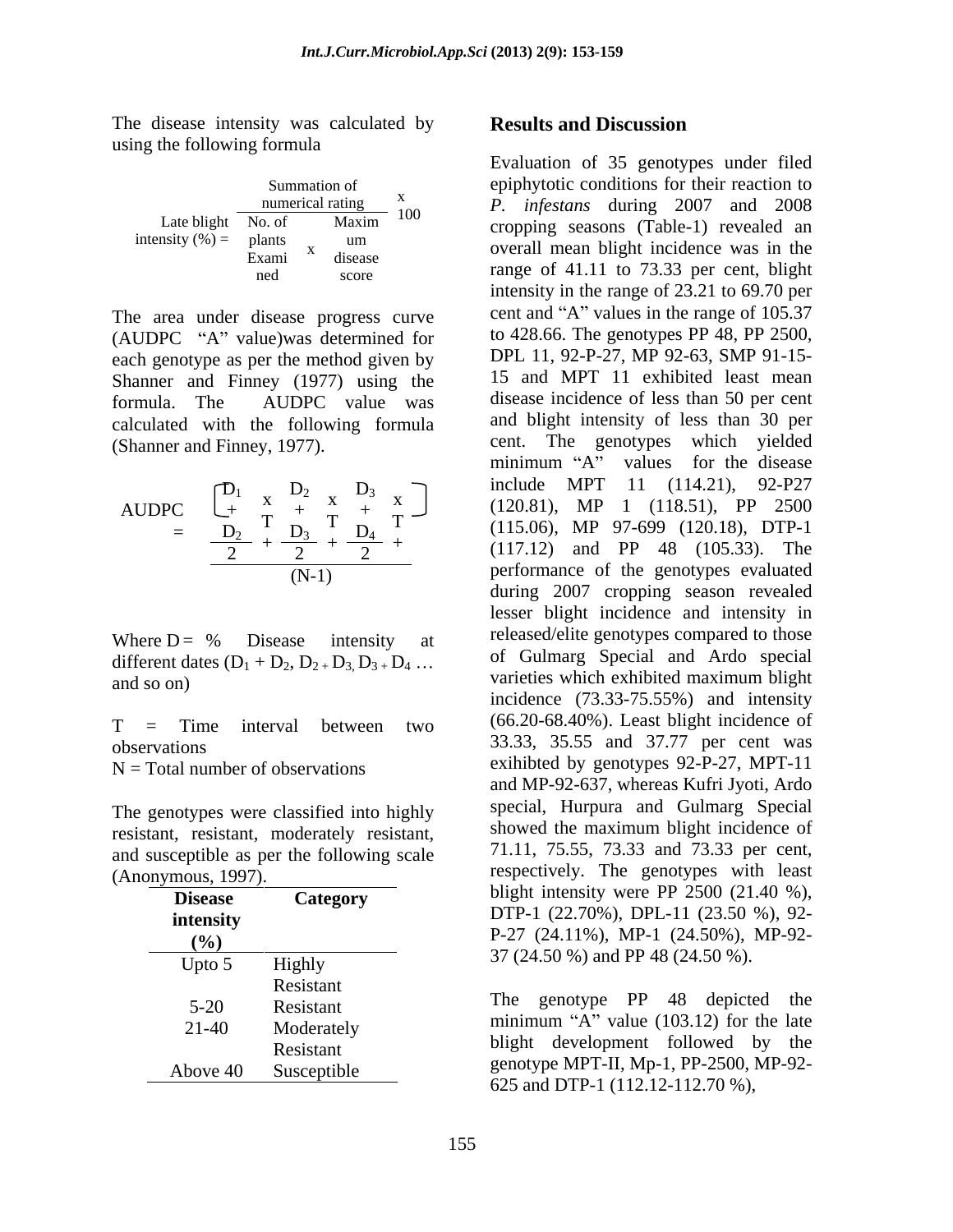The disease intensity was calculated by using the following formula

$$\text{Late blight intensity (\%)} = \frac{\text{Summation of numerical rating}}{\text{No. of plants Examined} \times \text{Maximum disease score}} \times 100$$

The area under disease progress curve (AUDPC "A" value)was determined for each genotype as per the method given by Shanner and Finney (1977) using the formula. The AUDPC value was calculated with the following formula (Shanner and Finney, 1977).

$$\text{AUDPC} = \frac{\left[\frac{D_1 + D_2}{2} \times T + \frac{D_2 + D_3}{2} \times T + \frac{D_3 + D_4}{2} \times T + \ldots\right]}{(N-1)}$$

Where D = % Disease intensity at different dates ($D_1 + D_2$, $D_2 + D_3$, $D_3 + D_4$ … and so on)

T = Time interval between two observations

N = Total number of observations

The genotypes were classified into highly resistant, resistant, moderately resistant, and susceptible as per the following scale (Anonymous, 1997).

| Disease intensity (%) | Category |
|---|---|
| Upto 5 | Highly Resistant |
| 5-20 | Resistant |
| 21-40 | Moderately Resistant |
| Above 40 | Susceptible |

## Results and Discussion

Evaluation of 35 genotypes under filed epiphytotic conditions for their reaction to *P. infestans* during 2007 and 2008 cropping seasons (Table-1) revealed an overall mean blight incidence was in the range of 41.11 to 73.33 per cent, blight intensity in the range of 23.21 to 69.70 per cent and "A" values in the range of 105.37 to 428.66. The genotypes PP 48, PP 2500, DPL 11, 92-P-27, MP 92-63, SMP 91-15-15 and MPT 11 exhibited least mean disease incidence of less than 50 per cent and blight intensity of less than 30 per cent. The genotypes which yielded minimum "A" values for the disease include MPT 11 (114.21), 92-P27 (120.81), MP 1 (118.51), PP 2500 (115.06), MP 97-699 (120.18), DTP-1 (117.12) and PP 48 (105.33). The performance of the genotypes evaluated during 2007 cropping season revealed lesser blight incidence and intensity in released/elite genotypes compared to those of Gulmarg Special and Ardo special varieties which exhibited maximum blight incidence (73.33-75.55%) and intensity (66.20-68.40%). Least blight incidence of 33.33, 35.55 and 37.77 per cent was exihibted by genotypes 92-P-27, MPT-11 and MP-92-637, whereas Kufri Jyoti, Ardo special, Hurpura and Gulmarg Special showed the maximum blight incidence of 71.11, 75.55, 73.33 and 73.33 per cent, respectively. The genotypes with least blight intensity were PP 2500 (21.40 %), DTP-1 (22.70%), DPL-11 (23.50 %), 92-P-27 (24.11%), MP-1 (24.50%), MP-92-37 (24.50 %) and PP 48 (24.50 %).

The genotype PP 48 depicted the minimum "A" value (103.12) for the late blight development followed by the genotype MPT-II, Mp-1, PP-2500, MP-92-625 and DTP-1 (112.12-112.70 %),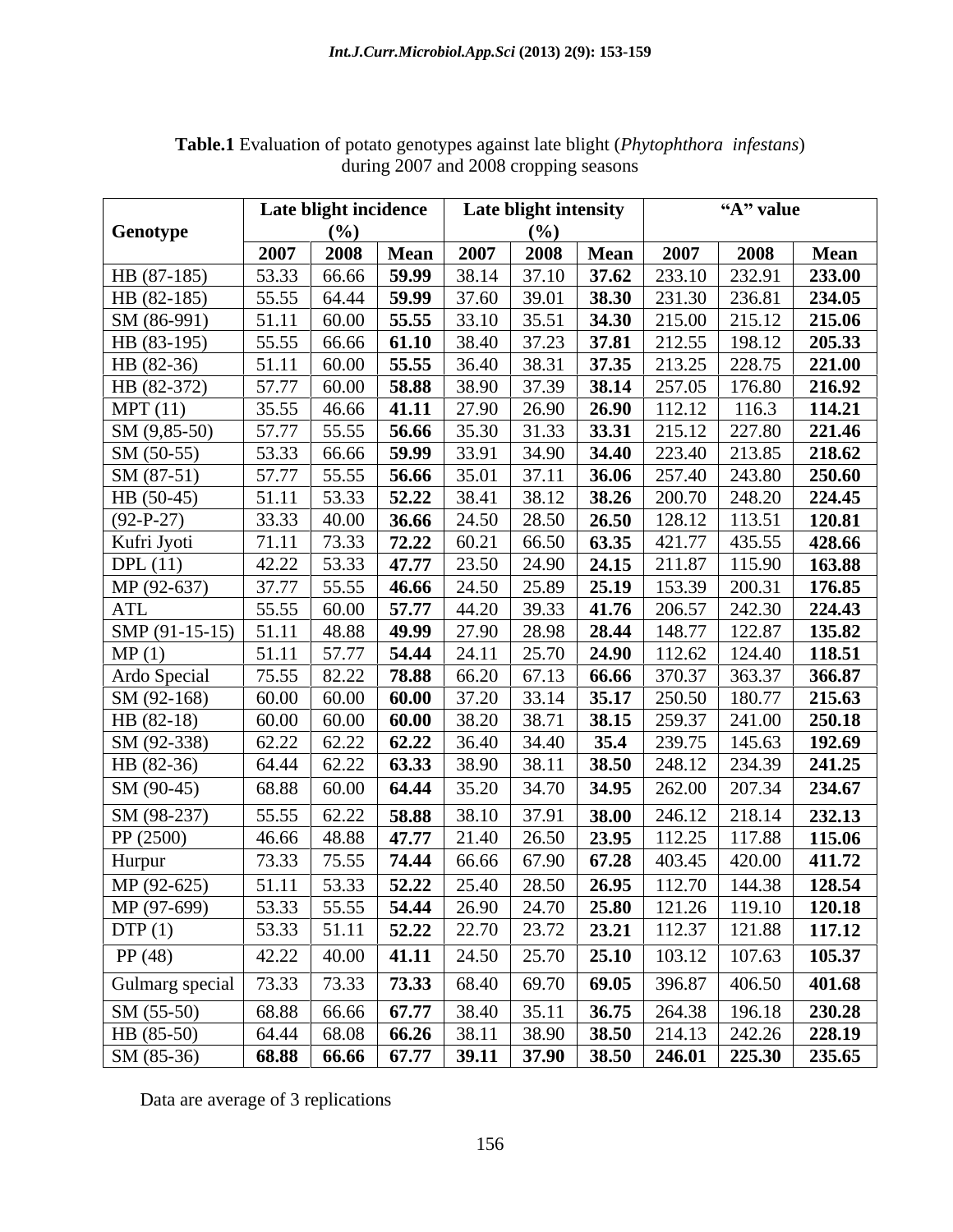**Table.1** Evaluation of potato genotypes against late blight (*Phytophthora infestans*) during 2007 and 2008 cropping seasons

| Genotype | Late blight incidence (%) | | | Late blight intensity (%) | | | "A" value | | |
|---|---|---|---|---|---|---|---|---|---|
| | 2007 | 2008 | Mean | 2007 | 2008 | Mean | 2007 | 2008 | Mean |
| HB (87-185) | 53.33 | 66.66 | **59.99** | 38.14 | 37.10 | **37.62** | 233.10 | 232.91 | **233.00** |
| HB (82-185) | 55.55 | 64.44 | **59.99** | 37.60 | 39.01 | **38.30** | 231.30 | 236.81 | **234.05** |
| SM (86-991) | 51.11 | 60.00 | **55.55** | 33.10 | 35.51 | **34.30** | 215.00 | 215.12 | **215.06** |
| HB (83-195) | 55.55 | 66.66 | **61.10** | 38.40 | 37.23 | **37.81** | 212.55 | 198.12 | **205.33** |
| HB (82-36) | 51.11 | 60.00 | **55.55** | 36.40 | 38.31 | **37.35** | 213.25 | 228.75 | **221.00** |
| HB (82-372) | 57.77 | 60.00 | **58.88** | 38.90 | 37.39 | **38.14** | 257.05 | 176.80 | **216.92** |
| MPT (11) | 35.55 | 46.66 | **41.11** | 27.90 | 26.90 | **26.90** | 112.12 | 116.3 | **114.21** |
| SM (9,85-50) | 57.77 | 55.55 | **56.66** | 35.30 | 31.33 | **33.31** | 215.12 | 227.80 | **221.46** |
| SM (50-55) | 53.33 | 66.66 | **59.99** | 33.91 | 34.90 | **34.40** | 223.40 | 213.85 | **218.62** |
| SM (87-51) | 57.77 | 55.55 | **56.66** | 35.01 | 37.11 | **36.06** | 257.40 | 243.80 | **250.60** |
| HB (50-45) | 51.11 | 53.33 | **52.22** | 38.41 | 38.12 | **38.26** | 200.70 | 248.20 | **224.45** |
| (92-P-27) | 33.33 | 40.00 | **36.66** | 24.50 | 28.50 | **26.50** | 128.12 | 113.51 | **120.81** |
| Kufri Jyoti | 71.11 | 73.33 | **72.22** | 60.21 | 66.50 | **63.35** | 421.77 | 435.55 | **428.66** |
| DPL (11) | 42.22 | 53.33 | **47.77** | 23.50 | 24.90 | **24.15** | 211.87 | 115.90 | **163.88** |
| MP (92-637) | 37.77 | 55.55 | **46.66** | 24.50 | 25.89 | **25.19** | 153.39 | 200.31 | **176.85** |
| ATL | 55.55 | 60.00 | **57.77** | 44.20 | 39.33 | **41.76** | 206.57 | 242.30 | **224.43** |
| SMP (91-15-15) | 51.11 | 48.88 | **49.99** | 27.90 | 28.98 | **28.44** | 148.77 | 122.87 | **135.82** |
| MP (1) | 51.11 | 57.77 | **54.44** | 24.11 | 25.70 | **24.90** | 112.62 | 124.40 | **118.51** |
| Ardo Special | 75.55 | 82.22 | **78.88** | 66.20 | 67.13 | **66.66** | 370.37 | 363.37 | **366.87** |
| SM (92-168) | 60.00 | 60.00 | **60.00** | 37.20 | 33.14 | **35.17** | 250.50 | 180.77 | **215.63** |
| HB (82-18) | 60.00 | 60.00 | **60.00** | 38.20 | 38.71 | **38.15** | 259.37 | 241.00 | **250.18** |
| SM (92-338) | 62.22 | 62.22 | **62.22** | 36.40 | 34.40 | **35.4** | 239.75 | 145.63 | **192.69** |
| HB (82-36) | 64.44 | 62.22 | **63.33** | 38.90 | 38.11 | **38.50** | 248.12 | 234.39 | **241.25** |
| SM (90-45) | 68.88 | 60.00 | **64.44** | 35.20 | 34.70 | **34.95** | 262.00 | 207.34 | **234.67** |
| SM (98-237) | 55.55 | 62.22 | **58.88** | 38.10 | 37.91 | **38.00** | 246.12 | 218.14 | **232.13** |
| PP (2500) | 46.66 | 48.88 | **47.77** | 21.40 | 26.50 | **23.95** | 112.25 | 117.88 | **115.06** |
| Hurpur | 73.33 | 75.55 | **74.44** | 66.66 | 67.90 | **67.28** | 403.45 | 420.00 | **411.72** |
| MP (92-625) | 51.11 | 53.33 | **52.22** | 25.40 | 28.50 | **26.95** | 112.70 | 144.38 | **128.54** |
| MP (97-699) | 53.33 | 55.55 | **54.44** | 26.90 | 24.70 | **25.80** | 121.26 | 119.10 | **120.18** |
| DTP (1) | 53.33 | 51.11 | **52.22** | 22.70 | 23.72 | **23.21** | 112.37 | 121.88 | **117.12** |
| PP (48) | 42.22 | 40.00 | **41.11** | 24.50 | 25.70 | **25.10** | 103.12 | 107.63 | **105.37** |
| Gulmarg special | 73.33 | 73.33 | **73.33** | 68.40 | 69.70 | **69.05** | 396.87 | 406.50 | **401.68** |
| SM (55-50) | 68.88 | 66.66 | **67.77** | 38.40 | 35.11 | **36.75** | 264.38 | 196.18 | **230.28** |
| HB (85-50) | 64.44 | 68.08 | **66.26** | 38.11 | 38.90 | **38.50** | 214.13 | 242.26 | **228.19** |
| SM (85-36) | **68.88** | **66.66** | **67.77** | **39.11** | **37.90** | **38.50** | **246.01** | **225.30** | **235.65** |

Data are average of 3 replications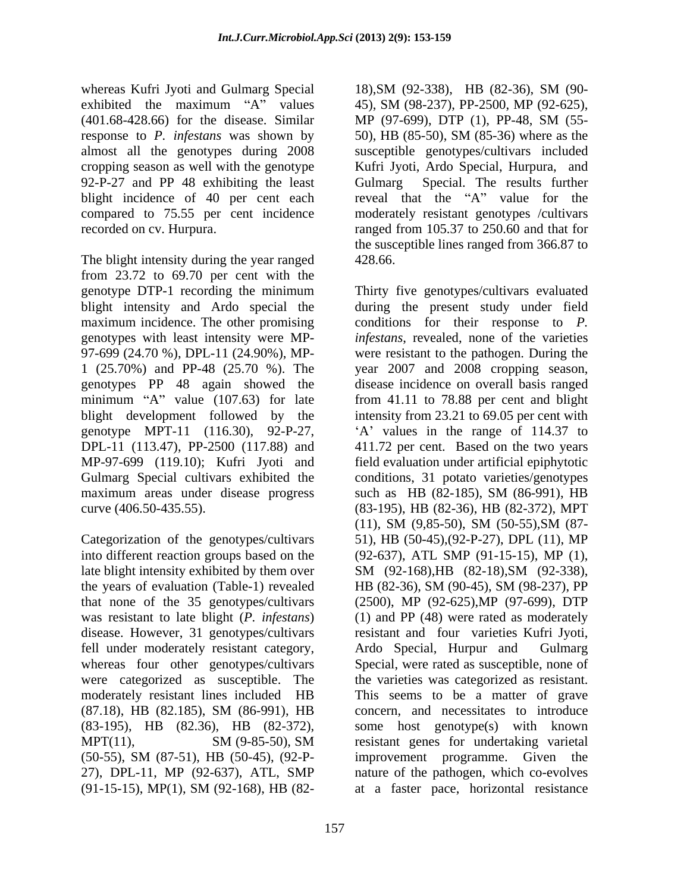whereas Kufri Jyoti and Gulmarg Special exhibited the maximum "A" values (401.68-428.66) for the disease. Similar response to *P. infestans* was shown by almost all the genotypes during 2008 cropping season as well with the genotype 92-P-27 and PP 48 exhibiting the least blight incidence of 40 per cent each compared to 75.55 per cent incidence recorded on cv. Hurpura.

The blight intensity during the year ranged from 23.72 to 69.70 per cent with the genotype DTP-1 recording the minimum blight intensity and Ardo special the maximum incidence. The other promising genotypes with least intensity were MP-97-699 (24.70 %), DPL-11 (24.90%), MP-1 (25.70%) and PP-48 (25.70 %). The genotypes PP 48 again showed the minimum "A" value (107.63) for late blight development followed by the genotype MPT-11 (116.30), 92-P-27, DPL-11 (113.47), PP-2500 (117.88) and MP-97-699 (119.10); Kufri Jyoti and Gulmarg Special cultivars exhibited the maximum areas under disease progress curve (406.50-435.55).

Categorization of the genotypes/cultivars into different reaction groups based on the late blight intensity exhibited by them over the years of evaluation (Table-1) revealed that none of the 35 genotypes/cultivars was resistant to late blight (*P. infestans*) disease. However, 31 genotypes/cultivars fell under moderately resistant category, whereas four other genotypes/cultivars were categorized as susceptible. The moderately resistant lines included HB (87.18), HB (82.185), SM (86-991), HB (83-195), HB (82.36), HB (82-372), MPT(11), SM (9-85-50), SM (50-55), SM (87-51), HB (50-45), (92-P-27), DPL-11, MP (92-637), ATL, SMP (91-15-15), MP(1), SM (92-168), HB (82-18),SM (92-338), HB (82-36), SM (90-45), SM (98-237), PP-2500, MP (92-625), MP (97-699), DTP (1), PP-48, SM (55-50), HB (85-50), SM (85-36) where as the susceptible genotypes/cultivars included Kufri Jyoti, Ardo Special, Hurpura, and Gulmarg Special. The results further reveal that the "A" value for the moderately resistant genotypes /cultivars ranged from 105.37 to 250.60 and that for the susceptible lines ranged from 366.87 to 428.66.

Thirty five genotypes/cultivars evaluated during the present study under field conditions for their response to *P. infestans*, revealed, none of the varieties were resistant to the pathogen. During the year 2007 and 2008 cropping season, disease incidence on overall basis ranged from 41.11 to 78.88 per cent and blight intensity from 23.21 to 69.05 per cent with 'A' values in the range of 114.37 to 411.72 per cent. Based on the two years field evaluation under artificial epiphytotic conditions, 31 potato varieties/genotypes such as HB (82-185), SM (86-991), HB (83-195), HB (82-36), HB (82-372), MPT (11), SM (9,85-50), SM (50-55),SM (87-51), HB (50-45),(92-P-27), DPL (11), MP (92-637), ATL SMP (91-15-15), MP (1), SM (92-168),HB (82-18),SM (92-338), HB (82-36), SM (90-45), SM (98-237), PP (2500), MP (92-625),MP (97-699), DTP (1) and PP (48) were rated as moderately resistant and four varieties Kufri Jyoti, Ardo Special, Hurpur and Gulmarg Special, were rated as susceptible, none of the varieties was categorized as resistant. This seems to be a matter of grave concern, and necessitates to introduce some host genotype(s) with known resistant genes for undertaking varietal improvement programme. Given the nature of the pathogen, which co-evolves at a faster pace, horizontal resistance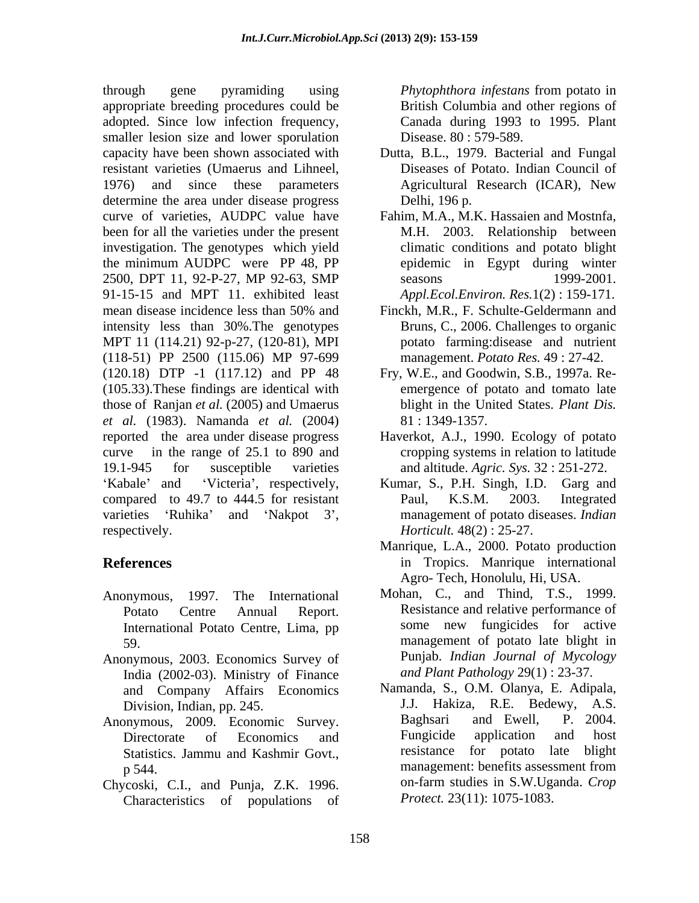through gene pyramiding using appropriate breeding procedures could be adopted. Since low infection frequency, smaller lesion size and lower sporulation capacity have been shown associated with resistant varieties (Umaerus and Lihneel, 1976) and since these parameters determine the area under disease progress curve of varieties, AUDPC value have been for all the varieties under the present investigation. The genotypes which yield the minimum AUDPC were PP 48, PP 2500, DPT 11, 92-P-27, MP 92-63, SMP 91-15-15 and MPT 11. exhibited least mean disease incidence less than 50% and intensity less than 30%.The genotypes MPT 11 (114.21) 92-p-27, (120-81), MPI (118-51) PP 2500 (115.06) MP 97-699 (120.18) DTP -1 (117.12) and PP 48 (105.33).These findings are identical with those of Ranjan *et al.* (2005) and Umaerus *et al.* (1983). Namanda *et al.* (2004) reported the area under disease progress curve in the range of 25.1 to 890 and 19.1-945 for susceptible varieties 'Kabale' and 'Victeria', respectively, compared to 49.7 to 444.5 for resistant varieties 'Ruhika' and 'Nakpot 3', respectively.

## References

Anonymous, 1997. The International Potato Centre Annual Report. International Potato Centre, Lima, pp 59.

Anonymous, 2003. Economics Survey of India (2002-03). Ministry of Finance and Company Affairs Economics Division, Indian, pp. 245.

Anonymous, 2009. Economic Survey. Directorate of Economics and Statistics. Jammu and Kashmir Govt., p 544.

Chycoski, C.I., and Punja, Z.K. 1996. Characteristics of populations of *Phytophthora infestans* from potato in British Columbia and other regions of Canada during 1993 to 1995. Plant Disease. 80 : 579-589.

Dutta, B.L., 1979. Bacterial and Fungal Diseases of Potato. Indian Council of Agricultural Research (ICAR), New Delhi, 196 p.

Fahim, M.A., M.K. Hassaien and Mostnfa, M.H. 2003. Relationship between climatic conditions and potato blight epidemic in Egypt during winter seasons 1999-2001. *Appl.Ecol.Environ. Res.*1(2) : 159-171.

Finckh, M.R., F. Schulte-Geldermann and Bruns, C., 2006. Challenges to organic potato farming:disease and nutrient management. *Potato Res.* 49 : 27-42.

Fry, W.E., and Goodwin, S.B., 1997a. Re-emergence of potato and tomato late blight in the United States. *Plant Dis.* 81 : 1349-1357.

Haverkot, A.J., 1990. Ecology of potato cropping systems in relation to latitude and altitude. *Agric. Sys.* 32 : 251-272.

Kumar, S., P.H. Singh, I.D. Garg and Paul, K.S.M. 2003. Integrated management of potato diseases. *Indian Horticult.* 48(2) : 25-27.

Manrique, L.A., 2000. Potato production in Tropics. Manrique international Agro- Tech, Honolulu, Hi, USA.

Mohan, C., and Thind, T.S., 1999. Resistance and relative performance of some new fungicides for active management of potato late blight in Punjab. *Indian Journal of Mycology and Plant Pathology* 29(1) : 23-37.

Namanda, S., O.M. Olanya, E. Adipala, J.J. Hakiza, R.E. Bedewy, A.S. Baghsari and Ewell, P. 2004. Fungicide application and host resistance for potato late blight management: benefits assessment from on-farm studies in S.W.Uganda. *Crop Protect.* 23(11): 1075-1083.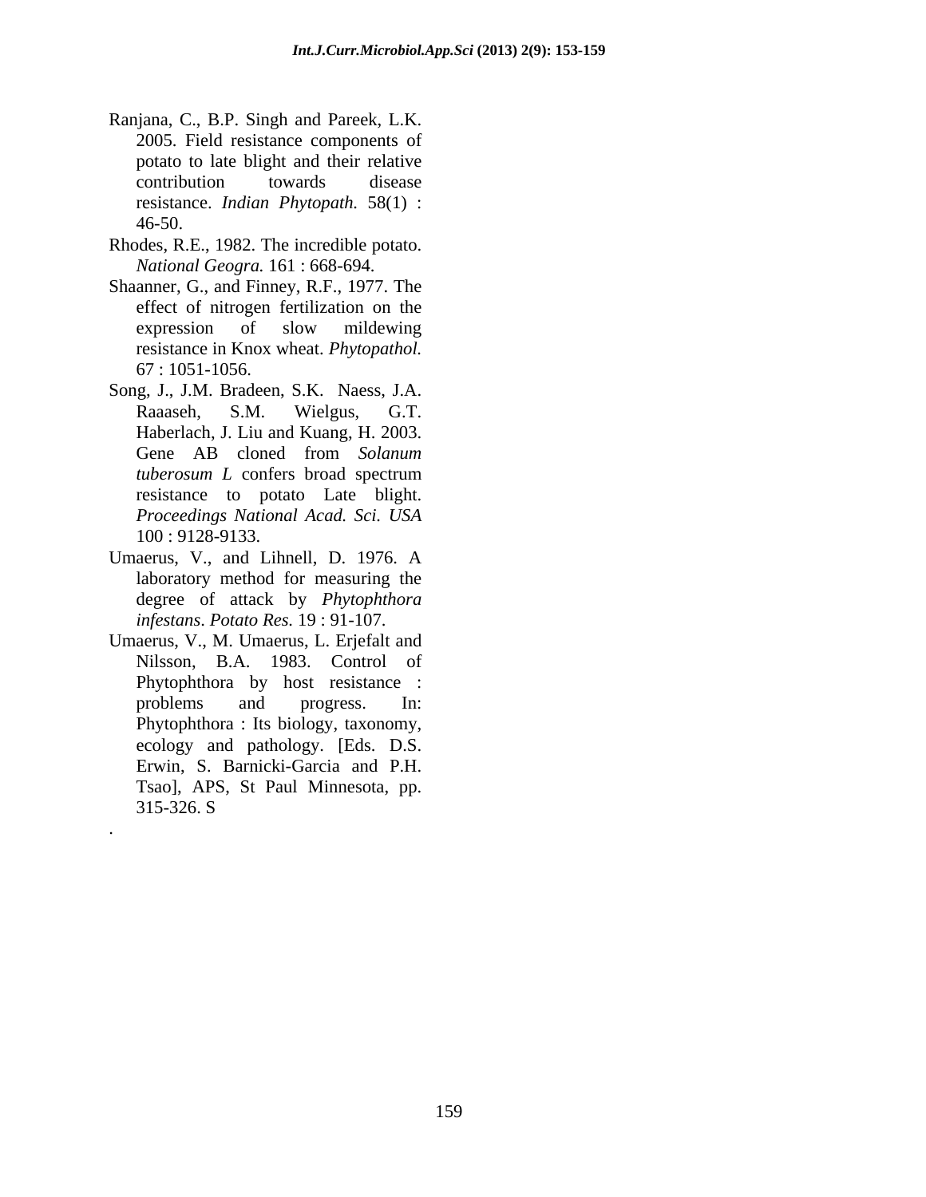Ranjana, C., B.P. Singh and Pareek, L.K. 2005. Field resistance components of potato to late blight and their relative contribution towards disease resistance. *Indian Phytopath.* 58(1) : 46-50.

Rhodes, R.E., 1982. The incredible potato. *National Geogra.* 161 : 668-694.

Shaanner, G., and Finney, R.F., 1977. The effect of nitrogen fertilization on the expression of slow mildewing resistance in Knox wheat. *Phytopathol.* 67 : 1051-1056.

Song, J., J.M. Bradeen, S.K. Naess, J.A. Raaaseh, S.M. Wielgus, G.T. Haberlach, J. Liu and Kuang, H. 2003. Gene AB cloned from *Solanum tuberosum L* confers broad spectrum resistance to potato Late blight. *Proceedings National Acad. Sci. USA* 100 : 9128-9133.

Umaerus, V., and Lihnell, D. 1976. A laboratory method for measuring the degree of attack by *Phytophthora infestans*. *Potato Res.* 19 : 91-107.

Umaerus, V., M. Umaerus, L. Erjefalt and Nilsson, B.A. 1983. Control of Phytophthora by host resistance : problems and progress. In: Phytophthora : Its biology, taxonomy, ecology and pathology. [Eds. D.S. Erwin, S. Barnicki-Garcia and P.H. Tsao], APS, St Paul Minnesota, pp. 315-326. S

.